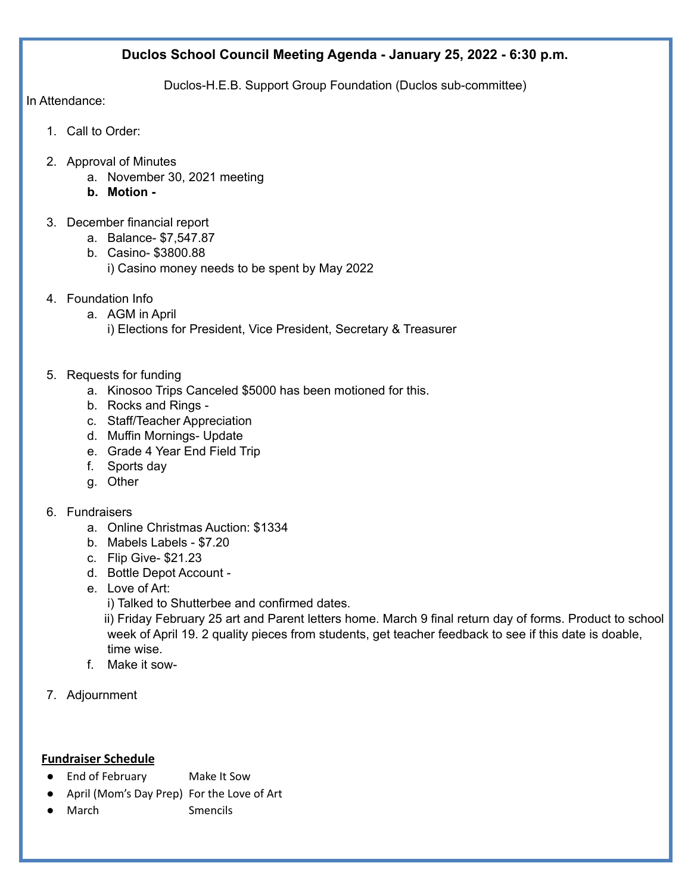# Duclos School Council Meeting Agenda - January 25, 2022 - 6:30 p.m.

Duclos-H.E.B. Support Group Foundation (Duclos sub-committee)

In Attendance:

1. Call to Order:

2. Approval of Minutes
   a. November 30, 2021 meeting
   b. **Motion -**

3. December financial report
   a. Balance- $7,547.87
   b. Casino- $3800.88
      i) Casino money needs to be spent by May 2022

4. Foundation Info
   a. AGM in April
      i) Elections for President, Vice President, Secretary & Treasurer

5. Requests for funding
   a. Kinosoo Trips Canceled $5000 has been motioned for this.
   b. Rocks and Rings -
   c. Staff/Teacher Appreciation
   d. Muffin Mornings- Update
   e. Grade 4 Year End Field Trip
   f. Sports day
   g. Other

6. Fundraisers
   a. Online Christmas Auction: $1334
   b. Mabels Labels - $7.20
   c. Flip Give- $21.23
   d. Bottle Depot Account -
   e. Love of Art:
      i) Talked to Shutterbee and confirmed dates.
      ii) Friday February 25 art and Parent letters home. March 9 final return day of forms. Product to school week of April 19. 2 quality pieces from students, get teacher feedback to see if this date is doable, time wise.
   f. Make it sow-

7. Adjournment

**Fundraiser Schedule**

- End of February — Make It Sow
- April (Mom's Day Prep) — For the Love of Art
- March — Smencils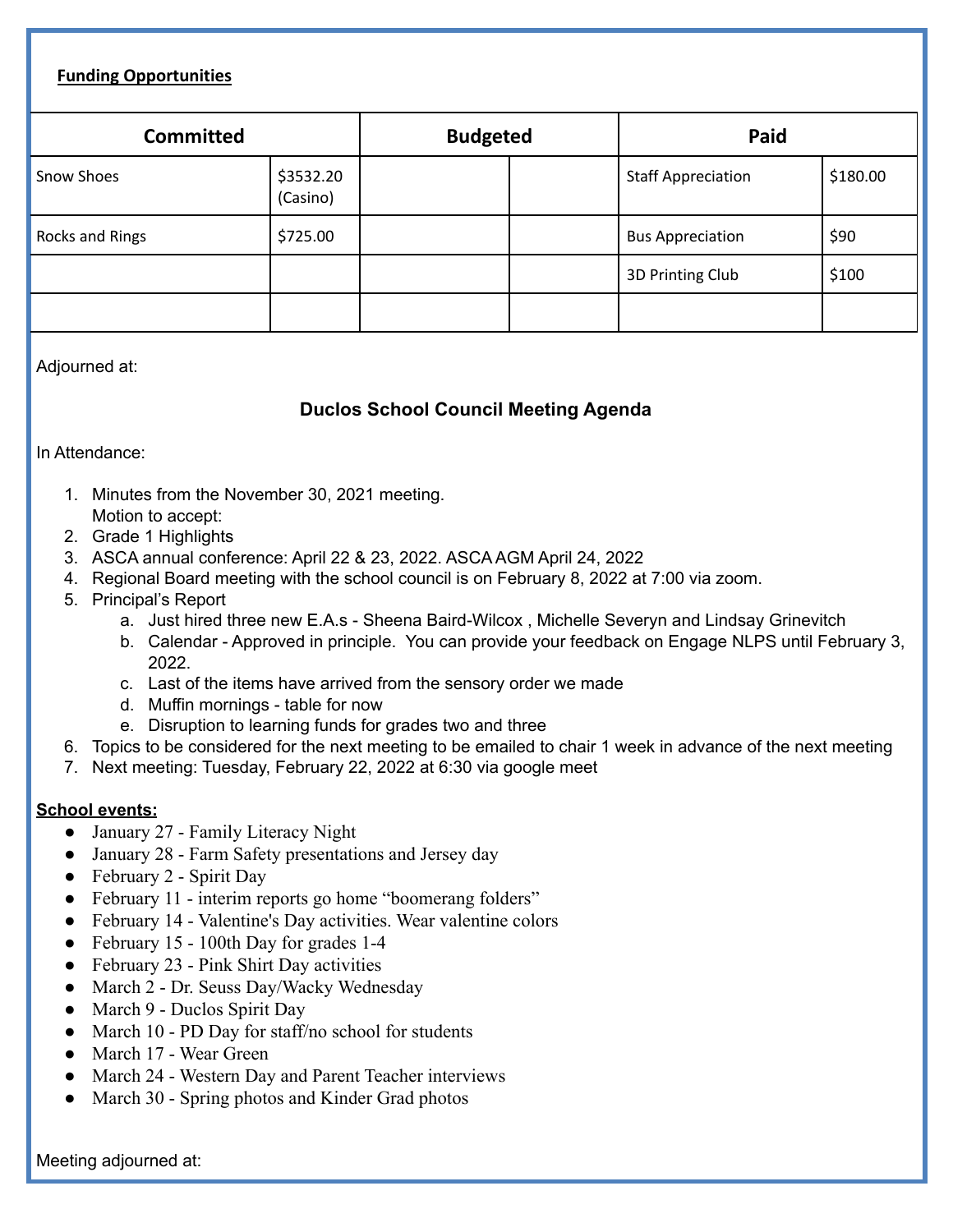**Funding Opportunities**

| Committed | | Budgeted | | Paid | |
|---|---|---|---|---|---|
| Snow Shoes | $3532.20 (Casino) | | | Staff Appreciation | $180.00 |
| Rocks and Rings | $725.00 | | | Bus Appreciation | $90 |
| | | | | 3D Printing Club | $100 |
| | | | | | |

Adjourned at:

### Duclos School Council Meeting Agenda

In Attendance:

1. Minutes from the November 30, 2021 meeting.
   Motion to accept:
2. Grade 1 Highlights
3. ASCA annual conference: April 22 & 23, 2022. ASCA AGM April 24, 2022
4. Regional Board meeting with the school council is on February 8, 2022 at 7:00 via zoom.
5. Principal's Report
   a. Just hired three new E.A.s - Sheena Baird-Wilcox , Michelle Severyn and Lindsay Grinevitch
   b. Calendar - Approved in principle. You can provide your feedback on Engage NLPS until February 3, 2022.
   c. Last of the items have arrived from the sensory order we made
   d. Muffin mornings - table for now
   e. Disruption to learning funds for grades two and three
6. Topics to be considered for the next meeting to be emailed to chair 1 week in advance of the next meeting
7. Next meeting: Tuesday, February 22, 2022 at 6:30 via google meet

**School events:**

- January 27 - Family Literacy Night
- January 28 - Farm Safety presentations and Jersey day
- February 2 - Spirit Day
- February 11 - interim reports go home "boomerang folders"
- February 14 - Valentine's Day activities. Wear valentine colors
- February 15 - 100th Day for grades 1-4
- February 23 - Pink Shirt Day activities
- March 2 - Dr. Seuss Day/Wacky Wednesday
- March 9 - Duclos Spirit Day
- March 10 - PD Day for staff/no school for students
- March 17 - Wear Green
- March 24 - Western Day and Parent Teacher interviews
- March 30 - Spring photos and Kinder Grad photos

Meeting adjourned at: